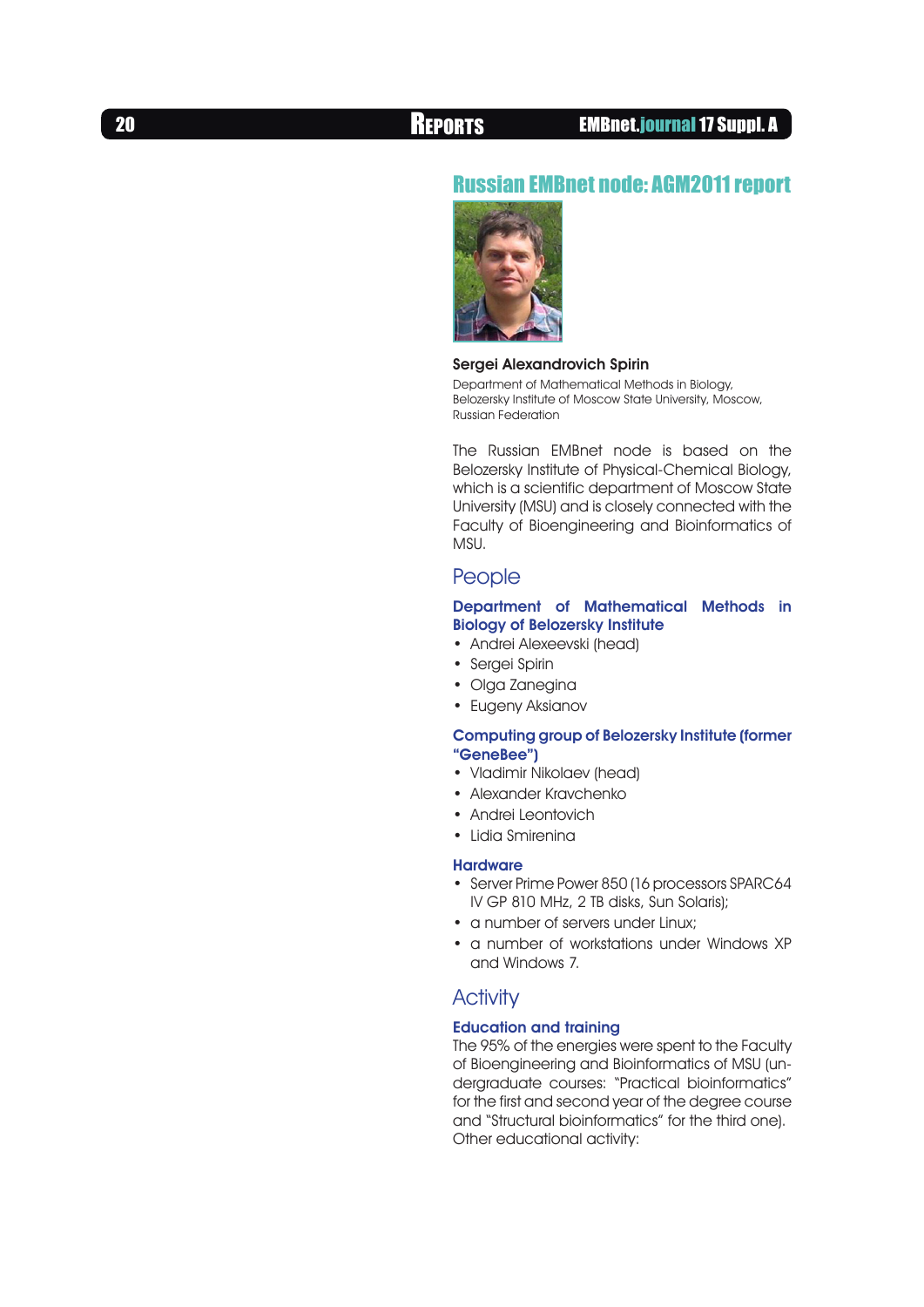# Russian EMBnet node: AGM2011 report

**Sergei Alexandrovich Spirin**

Department of Mathematical Methods in Biology, Belozersky Institute of Moscow State University, Moscow, Russian Federation

The Russian EMBnet node is based on the Belozersky Institute of Physical-Chemical Biology, which is a scientific department of Moscow State University (MSU) and is closely connected with the Faculty of Bioengineering and Bioinformatics of MSU.

## People

### Department of Mathematical Methods in Biology of Belozersky Institute

- Andrei Alexeevski (head)
- Sergei Spirin
- Olga Zanegina
- Eugeny Aksianov

### Computing group of Belozersky Institute (former "GeneBee")

- Vladimir Nikolaev (head)
- Alexander Kravchenko
- Andrei Leontovich
- Lidia Smirenina

### Hardware

- Server Prime Power 850 (16 processors SPARC64 IV GP 810 MHz, 2 TB disks, Sun Solaris);
- a number of servers under Linux;
- a number of workstations under Windows XP and Windows 7.

## Activity

### Education and training

The 95% of the energies were spent to the Faculty of Bioengineering and Bioinformatics of MSU (undergraduate courses: "Practical bioinformatics" for the first and second year of the degree course and "Structural bioinformatics" for the third one). Other educational activity: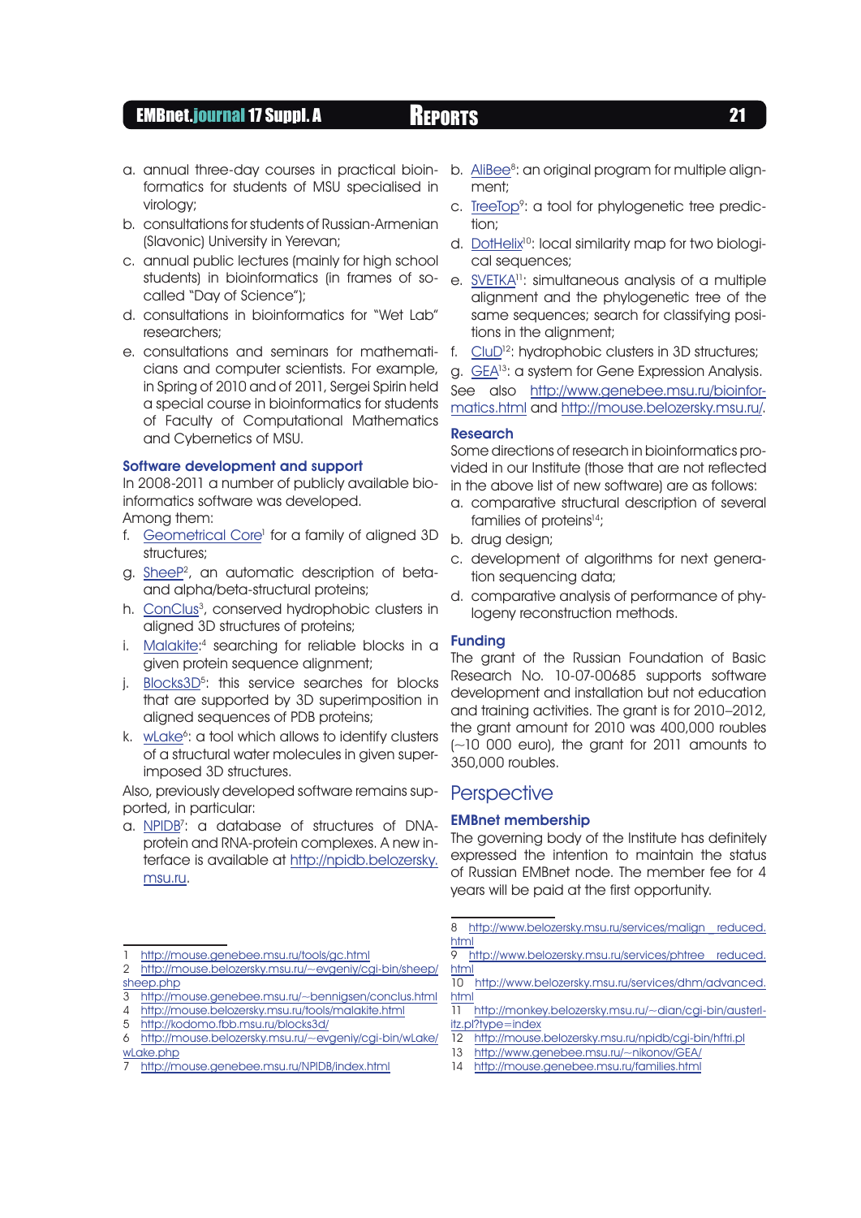a. annual three-day courses in practical bioinformatics for students of MSU specialised in virology;
b. consultations for students of Russian-Armenian (Slavonic) University in Yerevan;
c. annual public lectures (mainly for high school students) in bioinformatics (in frames of so-called "Day of Science");
d. consultations in bioinformatics for "Wet Lab" researchers;
e. consultations and seminars for mathematicians and computer scientists. For example, in Spring of 2010 and of 2011, Sergei Spirin held a special course in bioinformatics for students of Faculty of Computational Mathematics and Cybernetics of MSU.

### Software development and support

In 2008-2011 a number of publicly available bioinformatics software was developed.
Among them:

f. Geometrical Core[1] for a family of aligned 3D structures;
g. SheeP[2], an automatic description of beta- and alpha/beta-structural proteins;
h. ConClus[3], conserved hydrophobic clusters in aligned 3D structures of proteins;
i. Malakite:[4] searching for reliable blocks in a given protein sequence alignment;
j. Blocks3D[5]: this service searches for blocks that are supported by 3D superimposition in aligned sequences of PDB proteins;
k. wLake[6]: a tool which allows to identify clusters of a structural water molecules in given superimposed 3D structures.

Also, previously developed software remains supported, in particular:

a. NPIDB[7]: a database of structures of DNA-protein and RNA-protein complexes. A new interface is available at http://npidb.belozersky.msu.ru.
b. AliBee[8]: an original program for multiple alignment;
c. TreeTop[9]: a tool for phylogenetic tree prediction;
d. DotHelix[10]: local similarity map for two biological sequences;
e. SVETKA[11]: simultaneous analysis of a multiple alignment and the phylogenetic tree of the same sequences; search for classifying positions in the alignment;
f. CluD[12]: hydrophobic clusters in 3D structures;
g. GEA[13]: a system for Gene Expression Analysis.

See also http://www.genebee.msu.ru/bioinformatics.html and http://mouse.belozersky.msu.ru/.

### Research

Some directions of research in bioinformatics provided in our Institute (those that are not reflected in the above list of new software) are as follows:

a. comparative structural description of several families of proteins[14];
b. drug design;
c. development of algorithms for next generation sequencing data;
d. comparative analysis of performance of phylogeny reconstruction methods.

### Funding

The grant of the Russian Foundation of Basic Research No. 10-07-00685 supports software development and installation but not education and training activities. The grant is for 2010–2012, the grant amount for 2010 was 400,000 roubles (~10 000 euro), the grant for 2011 amounts to 350,000 roubles.

## Perspective

### EMBnet membership

The governing body of the Institute has definitely expressed the intention to maintain the status of Russian EMBnet node. The member fee for 4 years will be paid at the first opportunity.

---

1 http://mouse.genebee.msu.ru/tools/gc.html
2 http://mouse.belozersky.msu.ru/~evgeniy/cgi-bin/sheep/sheep.php
3 http://mouse.genebee.msu.ru/~bennigsen/conclus.html
4 http://mouse.belozersky.msu.ru/tools/malakite.html
5 http://kodomo.fbb.msu.ru/blocks3d/
6 http://mouse.belozersky.msu.ru/~evgeniy/cgi-bin/wLake/wLake.php
7 http://mouse.genebee.msu.ru/NPIDB/index.html
8 http://www.belozersky.msu.ru/services/malign_reduced.html
9 http://www.belozersky.msu.ru/services/phtree_reduced.html
10 http://www.belozersky.msu.ru/services/dhm/advanced.html
11 http://monkey.belozersky.msu.ru/~dian/cgi-bin/austerlitz.pl?type=index
12 http://mouse.belozersky.msu.ru/npidb/cgi-bin/hftri.pl
13 http://www.genebee.msu.ru/~nikonov/GEA/
14 http://mouse.genebee.msu.ru/families.html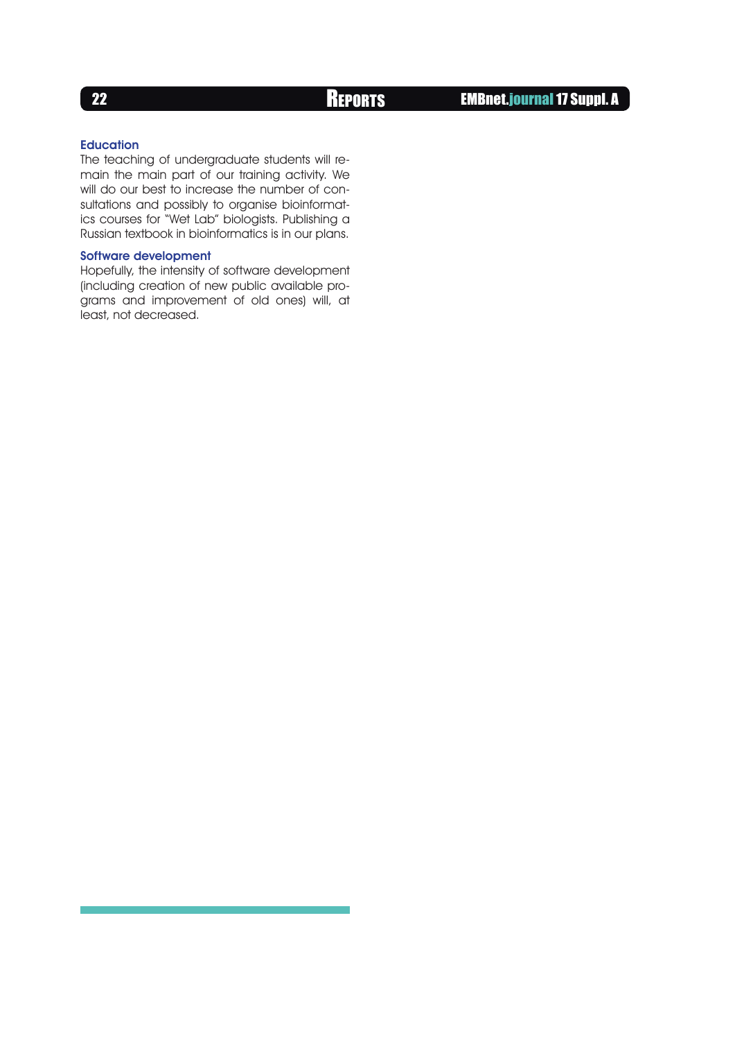### Education

The teaching of undergraduate students will remain the main part of our training activity. We will do our best to increase the number of consultations and possibly to organise bioinformatics courses for "Wet Lab" biologists. Publishing a Russian textbook in bioinformatics is in our plans.

### Software development

Hopefully, the intensity of software development (including creation of new public available programs and improvement of old ones) will, at least, not decreased.